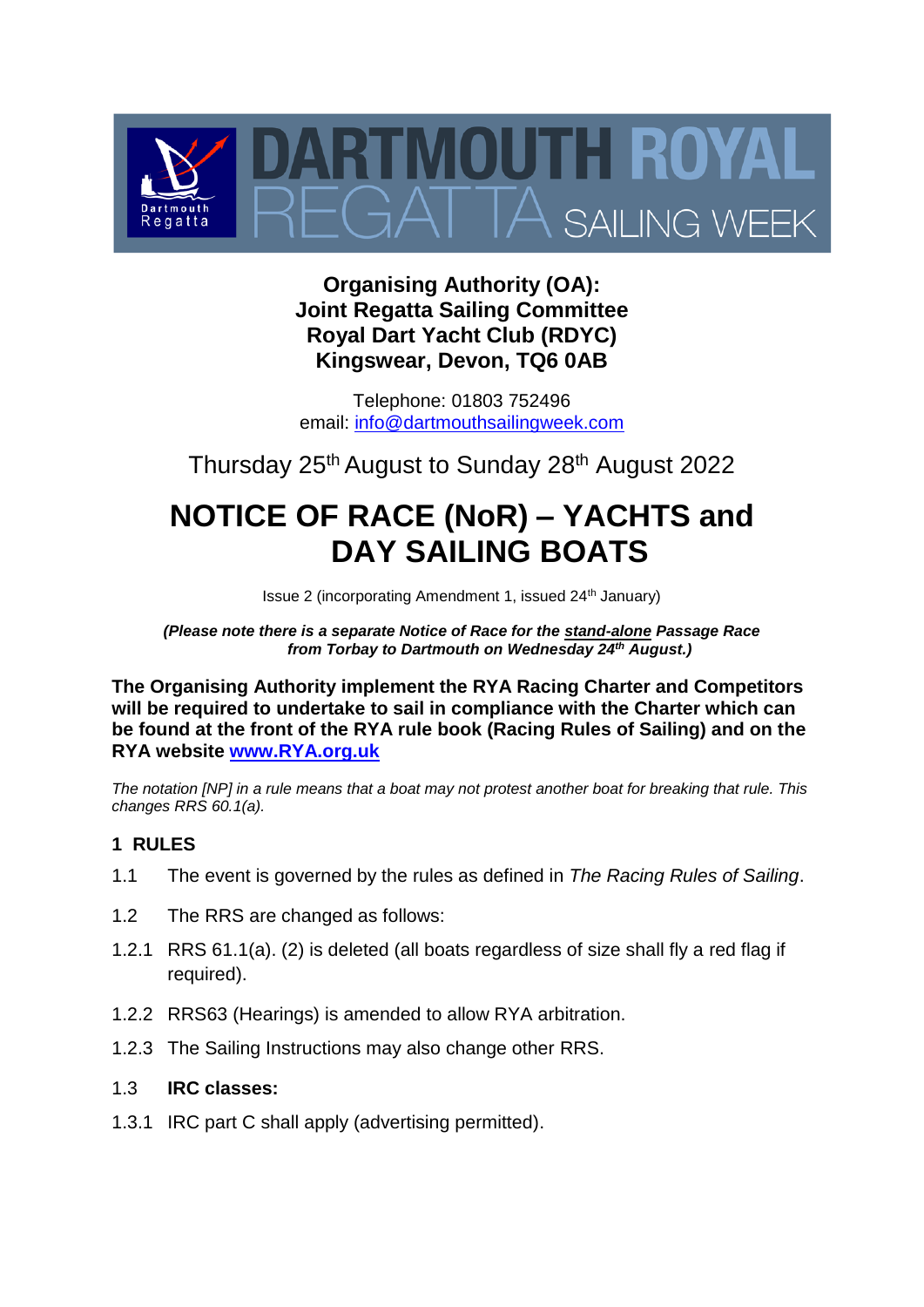# DARTMOUTH ROYAL REGATTA SAILING WEEK

**Organising Authority (OA):**
**Joint Regatta Sailing Committee**
**Royal Dart Yacht Club (RDYC)**
**Kingswear, Devon, TQ6 0AB**

Telephone: 01803 752496
email: info@dartmouthsailingweek.com

Thursday 25th August to Sunday 28th August 2022

# NOTICE OF RACE (NoR) – YACHTS and DAY SAILING BOATS

Issue 2 (incorporating Amendment 1, issued 24th January)

***(Please note there is a separate Notice of Race for the stand-alone Passage Race from Torbay to Dartmouth on Wednesday 24th August.)***

**The Organising Authority implement the RYA Racing Charter and Competitors will be required to undertake to sail in compliance with the Charter which can be found at the front of the RYA rule book (Racing Rules of Sailing) and on the RYA website www.RYA.org.uk**

*The notation [NP] in a rule means that a boat may not protest another boat for breaking that rule. This changes RRS 60.1(a).*

## 1 RULES

1.1 The event is governed by the rules as defined in *The Racing Rules of Sailing*.

1.2 The RRS are changed as follows:

1.2.1 RRS 61.1(a). (2) is deleted (all boats regardless of size shall fly a red flag if required).

1.2.2 RRS63 (Hearings) is amended to allow RYA arbitration.

1.2.3 The Sailing Instructions may also change other RRS.

1.3 **IRC classes:**

1.3.1 IRC part C shall apply (advertising permitted).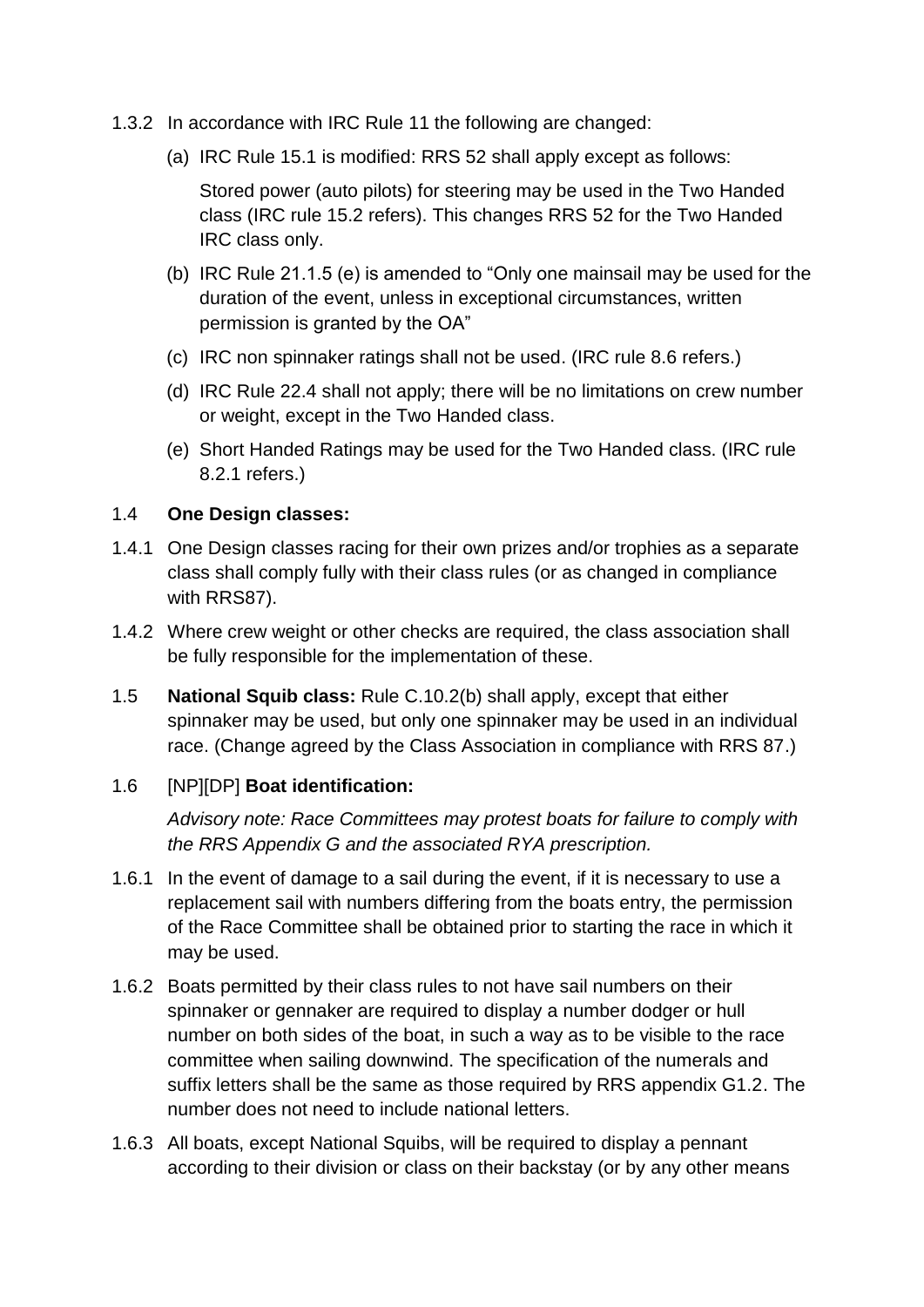1.3.2 In accordance with IRC Rule 11 the following are changed:

(a) IRC Rule 15.1 is modified: RRS 52 shall apply except as follows:

Stored power (auto pilots) for steering may be used in the Two Handed class (IRC rule 15.2 refers). This changes RRS 52 for the Two Handed IRC class only.

(b) IRC Rule 21.1.5 (e) is amended to "Only one mainsail may be used for the duration of the event, unless in exceptional circumstances, written permission is granted by the OA"

(c) IRC non spinnaker ratings shall not be used. (IRC rule 8.6 refers.)

(d) IRC Rule 22.4 shall not apply; there will be no limitations on crew number or weight, except in the Two Handed class.

(e) Short Handed Ratings may be used for the Two Handed class. (IRC rule 8.2.1 refers.)

1.4 **One Design classes:**

1.4.1 One Design classes racing for their own prizes and/or trophies as a separate class shall comply fully with their class rules (or as changed in compliance with RRS87).

1.4.2 Where crew weight or other checks are required, the class association shall be fully responsible for the implementation of these.

1.5 **National Squib class:** Rule C.10.2(b) shall apply, except that either spinnaker may be used, but only one spinnaker may be used in an individual race. (Change agreed by the Class Association in compliance with RRS 87.)

1.6 [NP][DP] **Boat identification:**

*Advisory note: Race Committees may protest boats for failure to comply with the RRS Appendix G and the associated RYA prescription.*

1.6.1 In the event of damage to a sail during the event, if it is necessary to use a replacement sail with numbers differing from the boats entry, the permission of the Race Committee shall be obtained prior to starting the race in which it may be used.

1.6.2 Boats permitted by their class rules to not have sail numbers on their spinnaker or gennaker are required to display a number dodger or hull number on both sides of the boat, in such a way as to be visible to the race committee when sailing downwind. The specification of the numerals and suffix letters shall be the same as those required by RRS appendix G1.2. The number does not need to include national letters.

1.6.3 All boats, except National Squibs, will be required to display a pennant according to their division or class on their backstay (or by any other means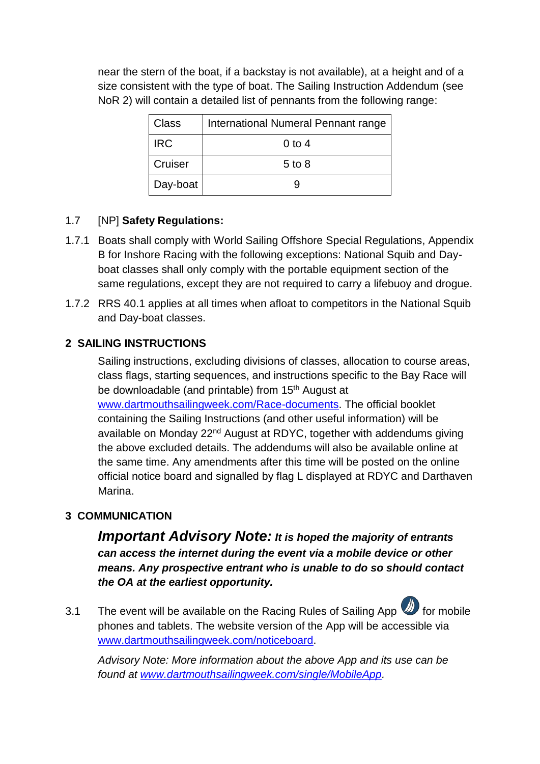near the stern of the boat, if a backstay is not available), at a height and of a size consistent with the type of boat. The Sailing Instruction Addendum (see NoR 2) will contain a detailed list of pennants from the following range:

| Class | International Numeral Pennant range |
|---|---|
| IRC | 0 to 4 |
| Cruiser | 5 to 8 |
| Day-boat | 9 |

1.7 [NP] **Safety Regulations:**

1.7.1 Boats shall comply with World Sailing Offshore Special Regulations, Appendix B for Inshore Racing with the following exceptions: National Squib and Day-boat classes shall only comply with the portable equipment section of the same regulations, except they are not required to carry a lifebuoy and drogue.

1.7.2 RRS 40.1 applies at all times when afloat to competitors in the National Squib and Day-boat classes.

## 2 SAILING INSTRUCTIONS

Sailing instructions, excluding divisions of classes, allocation to course areas, class flags, starting sequences, and instructions specific to the Bay Race will be downloadable (and printable) from 15th August at www.dartmouthsailingweek.com/Race-documents. The official booklet containing the Sailing Instructions (and other useful information) will be available on Monday 22nd August at RDYC, together with addendums giving the above excluded details. The addendums will also be available online at the same time. Any amendments after this time will be posted on the online official notice board and signalled by flag L displayed at RDYC and Darthaven Marina.

## 3 COMMUNICATION

***Important Advisory Note:*** ***It is hoped the majority of entrants can access the internet during the event via a mobile device or other means. Any prospective entrant who is unable to do so should contact the OA at the earliest opportunity.***

3.1 The event will be available on the Racing Rules of Sailing App for mobile phones and tablets. The website version of the App will be accessible via www.dartmouthsailingweek.com/noticeboard.

*Advisory Note: More information about the above App and its use can be found at www.dartmouthsailingweek.com/single/MobileApp.*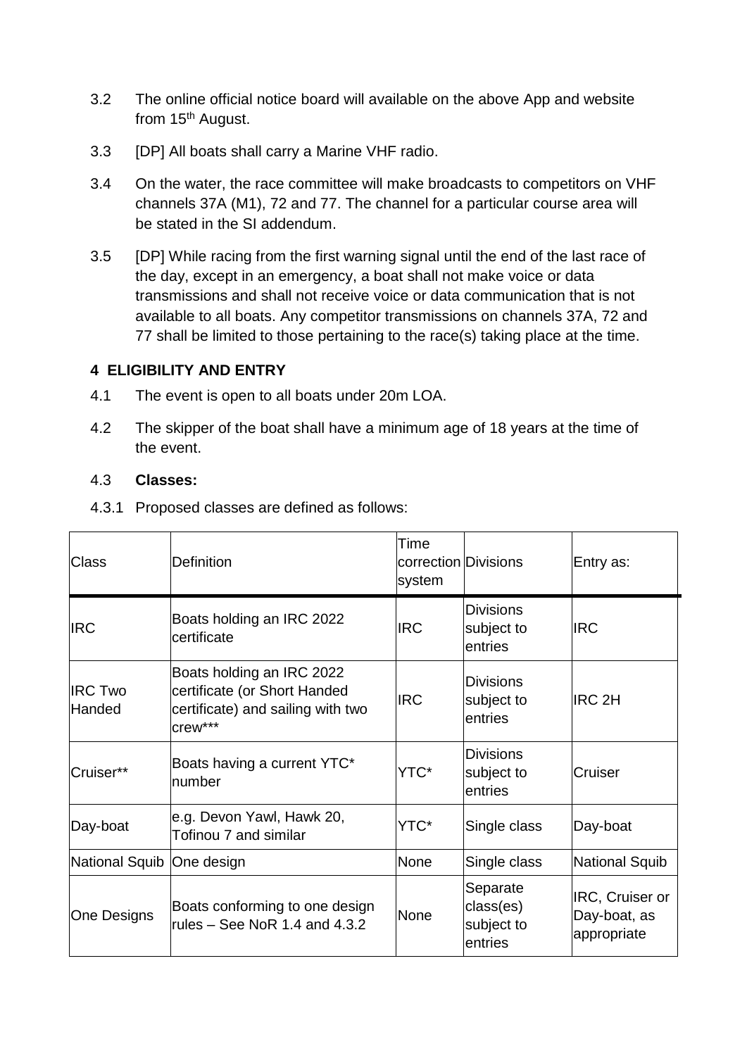3.2 The online official notice board will available on the above App and website from 15th August.

3.3 [DP] All boats shall carry a Marine VHF radio.

3.4 On the water, the race committee will make broadcasts to competitors on VHF channels 37A (M1), 72 and 77. The channel for a particular course area will be stated in the SI addendum.

3.5 [DP] While racing from the first warning signal until the end of the last race of the day, except in an emergency, a boat shall not make voice or data transmissions and shall not receive voice or data communication that is not available to all boats. Any competitor transmissions on channels 37A, 72 and 77 shall be limited to those pertaining to the race(s) taking place at the time.

## 4 ELIGIBILITY AND ENTRY

4.1 The event is open to all boats under 20m LOA.

4.2 The skipper of the boat shall have a minimum age of 18 years at the time of the event.

4.3 **Classes:**

4.3.1 Proposed classes are defined as follows:

| Class | Definition | Time correction system | Divisions | Entry as: |
|---|---|---|---|---|
| IRC | Boats holding an IRC 2022 certificate | IRC | Divisions subject to entries | IRC |
| IRC Two Handed | Boats holding an IRC 2022 certificate (or Short Handed certificate) and sailing with two crew*** | IRC | Divisions subject to entries | IRC 2H |
| Cruiser** | Boats having a current YTC* number | YTC* | Divisions subject to entries | Cruiser |
| Day-boat | e.g. Devon Yawl, Hawk 20, Tofinou 7 and similar | YTC* | Single class | Day-boat |
| National Squib | One design | None | Single class | National Squib |
| One Designs | Boats conforming to one design rules – See NoR 1.4 and 4.3.2 | None | Separate class(es) subject to entries | IRC, Cruiser or Day-boat, as appropriate |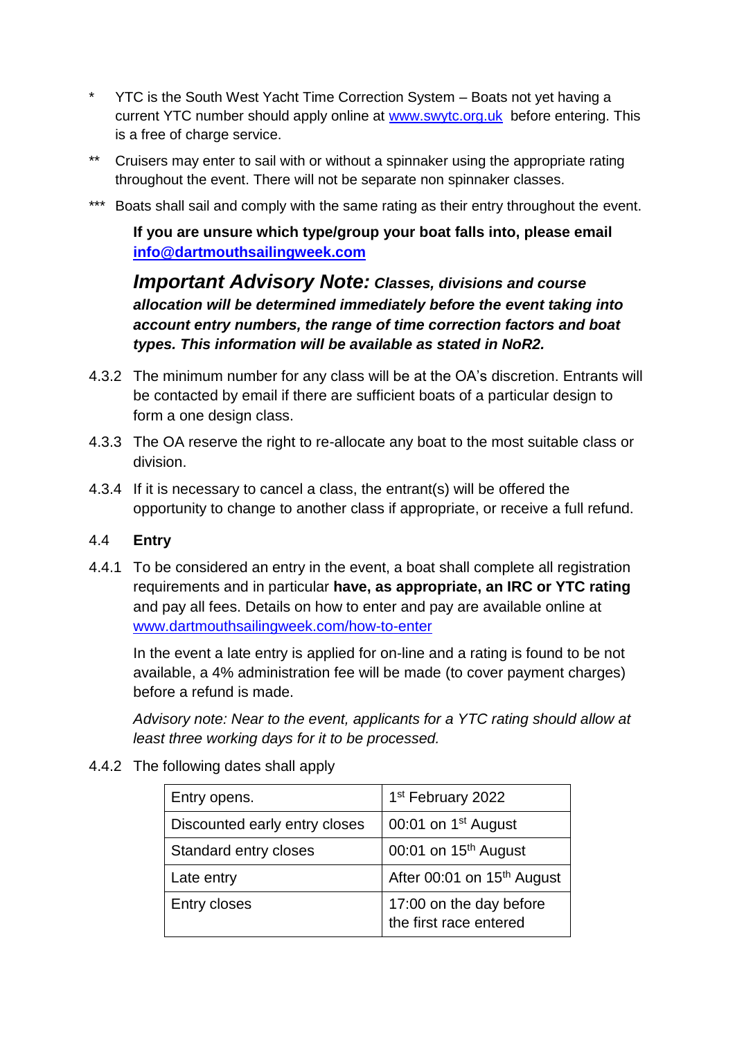\* YTC is the South West Yacht Time Correction System – Boats not yet having a current YTC number should apply online at [www.swytc.org.uk](http://www.swytc.org.uk) before entering. This is a free of charge service.

\*\* Cruisers may enter to sail with or without a spinnaker using the appropriate rating throughout the event. There will not be separate non spinnaker classes.

\*\*\* Boats shall sail and comply with the same rating as their entry throughout the event.

**If you are unsure which type/group your boat falls into, please email [info@dartmouthsailingweek.com](mailto:info@dartmouthsailingweek.com)**

***Important Advisory Note: Classes, divisions and course allocation will be determined immediately before the event taking into account entry numbers, the range of time correction factors and boat types. This information will be available as stated in NoR2.***

4.3.2 The minimum number for any class will be at the OA's discretion. Entrants will be contacted by email if there are sufficient boats of a particular design to form a one design class.

4.3.3 The OA reserve the right to re-allocate any boat to the most suitable class or division.

4.3.4 If it is necessary to cancel a class, the entrant(s) will be offered the opportunity to change to another class if appropriate, or receive a full refund.

## 4.4 Entry

4.4.1 To be considered an entry in the event, a boat shall complete all registration requirements and in particular **have, as appropriate, an IRC or YTC rating** and pay all fees. Details on how to enter and pay are available online at [www.dartmouthsailingweek.com/how-to-enter](http://www.dartmouthsailingweek.com/how-to-enter)

In the event a late entry is applied for on-line and a rating is found to be not available, a 4% administration fee will be made (to cover payment charges) before a refund is made.

*Advisory note: Near to the event, applicants for a YTC rating should allow at least three working days for it to be processed.*

4.4.2 The following dates shall apply

| | |
|---|---|
| Entry opens. | 1st February 2022 |
| Discounted early entry closes | 00:01 on 1st August |
| Standard entry closes | 00:01 on 15th August |
| Late entry | After 00:01 on 15th August |
| Entry closes | 17:00 on the day before the first race entered |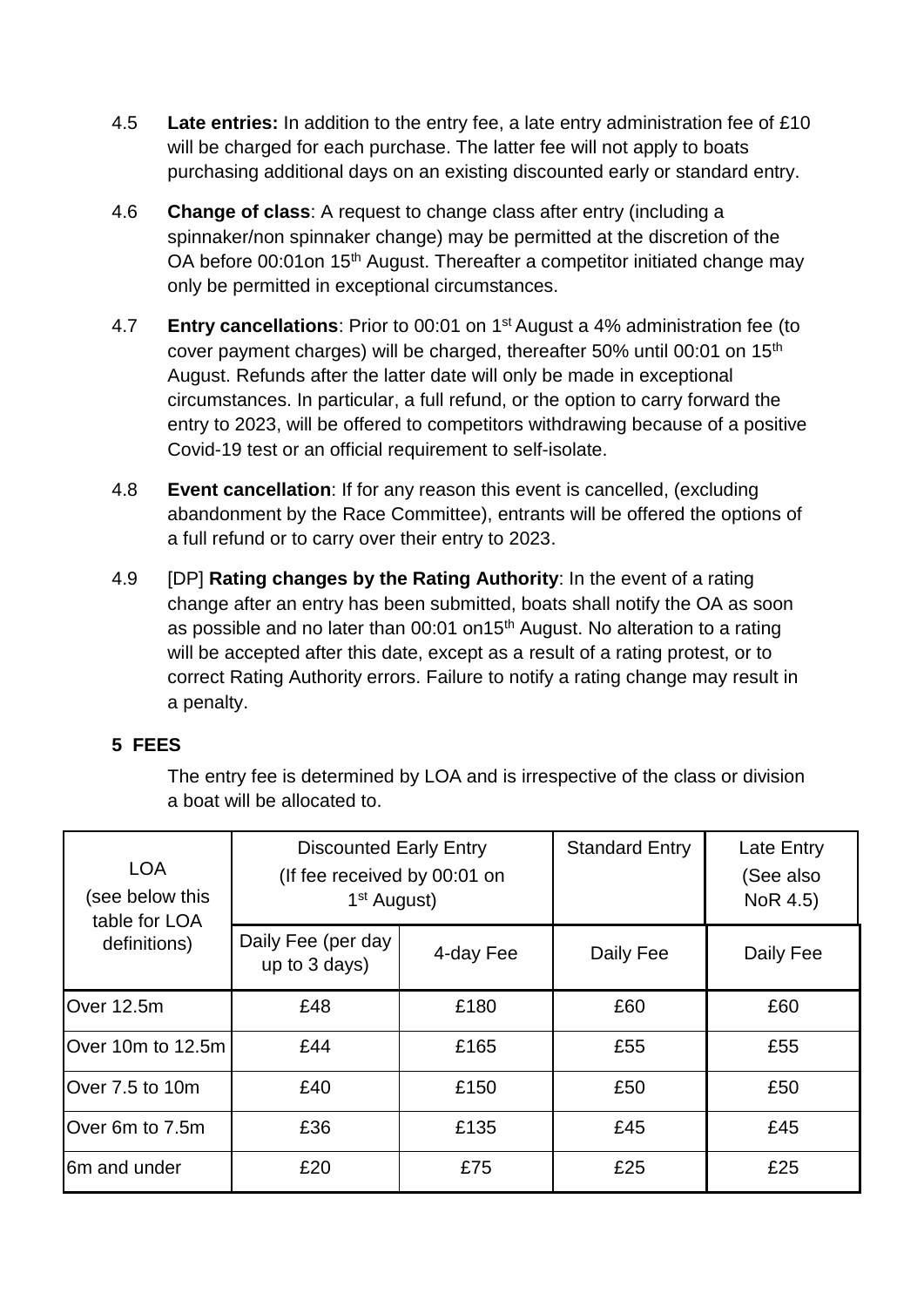4.5 **Late entries:** In addition to the entry fee, a late entry administration fee of £10 will be charged for each purchase. The latter fee will not apply to boats purchasing additional days on an existing discounted early or standard entry.

4.6 **Change of class**: A request to change class after entry (including a spinnaker/non spinnaker change) may be permitted at the discretion of the OA before 00:01on 15th August. Thereafter a competitor initiated change may only be permitted in exceptional circumstances.

4.7 **Entry cancellations**: Prior to 00:01 on 1st August a 4% administration fee (to cover payment charges) will be charged, thereafter 50% until 00:01 on 15th August. Refunds after the latter date will only be made in exceptional circumstances. In particular, a full refund, or the option to carry forward the entry to 2023, will be offered to competitors withdrawing because of a positive Covid-19 test or an official requirement to self-isolate.

4.8 **Event cancellation**: If for any reason this event is cancelled, (excluding abandonment by the Race Committee), entrants will be offered the options of a full refund or to carry over their entry to 2023.

4.9 [DP] **Rating changes by the Rating Authority**: In the event of a rating change after an entry has been submitted, boats shall notify the OA as soon as possible and no later than 00:01 on15th August. No alteration to a rating will be accepted after this date, except as a result of a rating protest, or to correct Rating Authority errors. Failure to notify a rating change may result in a penalty.

## 5 FEES

The entry fee is determined by LOA and is irrespective of the class or division a boat will be allocated to.

| LOA (see below this table for LOA definitions) | Discounted Early Entry (If fee received by 00:01 on 1st August) | | Standard Entry | Late Entry (See also NoR 4.5) |
|---|---|---|---|---|
| | Daily Fee (per day up to 3 days) | 4-day Fee | Daily Fee | Daily Fee |
| Over 12.5m | £48 | £180 | £60 | £60 |
| Over 10m to 12.5m | £44 | £165 | £55 | £55 |
| Over 7.5 to 10m | £40 | £150 | £50 | £50 |
| Over 6m to 7.5m | £36 | £135 | £45 | £45 |
| 6m and under | £20 | £75 | £25 | £25 |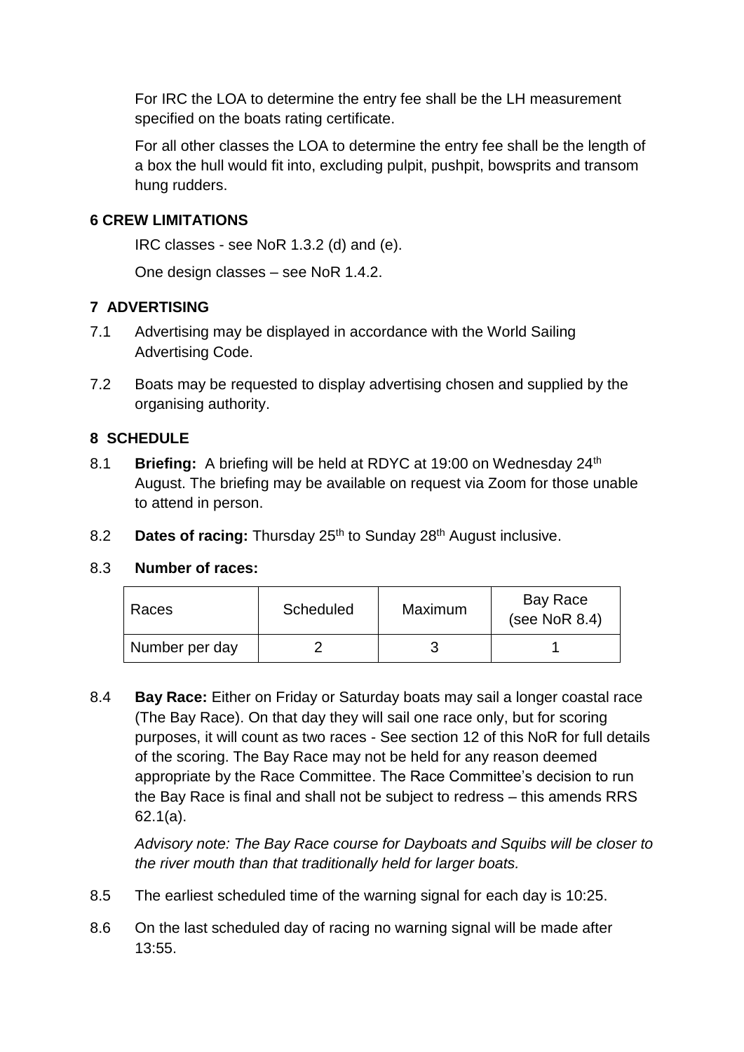For IRC the LOA to determine the entry fee shall be the LH measurement specified on the boats rating certificate.

For all other classes the LOA to determine the entry fee shall be the length of a box the hull would fit into, excluding pulpit, pushpit, bowsprits and transom hung rudders.

## 6 CREW LIMITATIONS

IRC classes - see NoR 1.3.2 (d) and (e).

One design classes – see NoR 1.4.2.

## 7 ADVERTISING

7.1 Advertising may be displayed in accordance with the World Sailing Advertising Code.

7.2 Boats may be requested to display advertising chosen and supplied by the organising authority.

## 8 SCHEDULE

8.1 **Briefing:** A briefing will be held at RDYC at 19:00 on Wednesday 24th August. The briefing may be available on request via Zoom for those unable to attend in person.

8.2 **Dates of racing:** Thursday 25th to Sunday 28th August inclusive.

8.3 **Number of races:**

| Races | Scheduled | Maximum | Bay Race (see NoR 8.4) |
|---|---|---|---|
| Number per day | 2 | 3 | 1 |

8.4 **Bay Race:** Either on Friday or Saturday boats may sail a longer coastal race (The Bay Race). On that day they will sail one race only, but for scoring purposes, it will count as two races - See section 12 of this NoR for full details of the scoring. The Bay Race may not be held for any reason deemed appropriate by the Race Committee. The Race Committee's decision to run the Bay Race is final and shall not be subject to redress – this amends RRS 62.1(a).

*Advisory note: The Bay Race course for Dayboats and Squibs will be closer to the river mouth than that traditionally held for larger boats.*

8.5 The earliest scheduled time of the warning signal for each day is 10:25.

8.6 On the last scheduled day of racing no warning signal will be made after 13:55.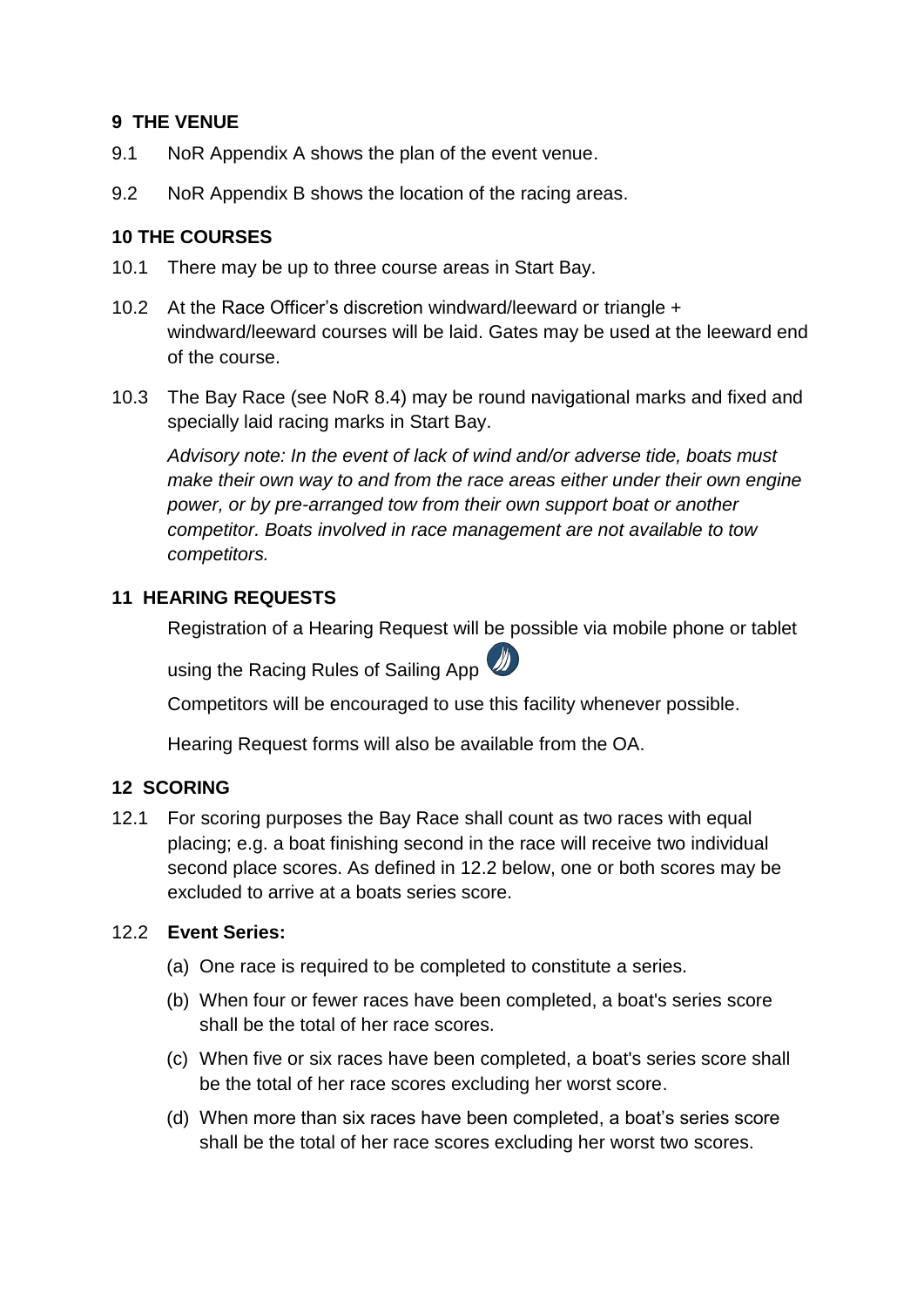## 9 THE VENUE

9.1 NoR Appendix A shows the plan of the event venue.

9.2 NoR Appendix B shows the location of the racing areas.

## 10 THE COURSES

10.1 There may be up to three course areas in Start Bay.

10.2 At the Race Officer's discretion windward/leeward or triangle + windward/leeward courses will be laid. Gates may be used at the leeward end of the course.

10.3 The Bay Race (see NoR 8.4) may be round navigational marks and fixed and specially laid racing marks in Start Bay.

*Advisory note: In the event of lack of wind and/or adverse tide, boats must make their own way to and from the race areas either under their own engine power, or by pre-arranged tow from their own support boat or another competitor. Boats involved in race management are not available to tow competitors.*

## 11 HEARING REQUESTS

Registration of a Hearing Request will be possible via mobile phone or tablet using the Racing Rules of Sailing App

Competitors will be encouraged to use this facility whenever possible.

Hearing Request forms will also be available from the OA.

## 12 SCORING

12.1 For scoring purposes the Bay Race shall count as two races with equal placing; e.g. a boat finishing second in the race will receive two individual second place scores. As defined in 12.2 below, one or both scores may be excluded to arrive at a boats series score.

12.2 **Event Series:**

(a) One race is required to be completed to constitute a series.

(b) When four or fewer races have been completed, a boat's series score shall be the total of her race scores.

(c) When five or six races have been completed, a boat's series score shall be the total of her race scores excluding her worst score.

(d) When more than six races have been completed, a boat's series score shall be the total of her race scores excluding her worst two scores.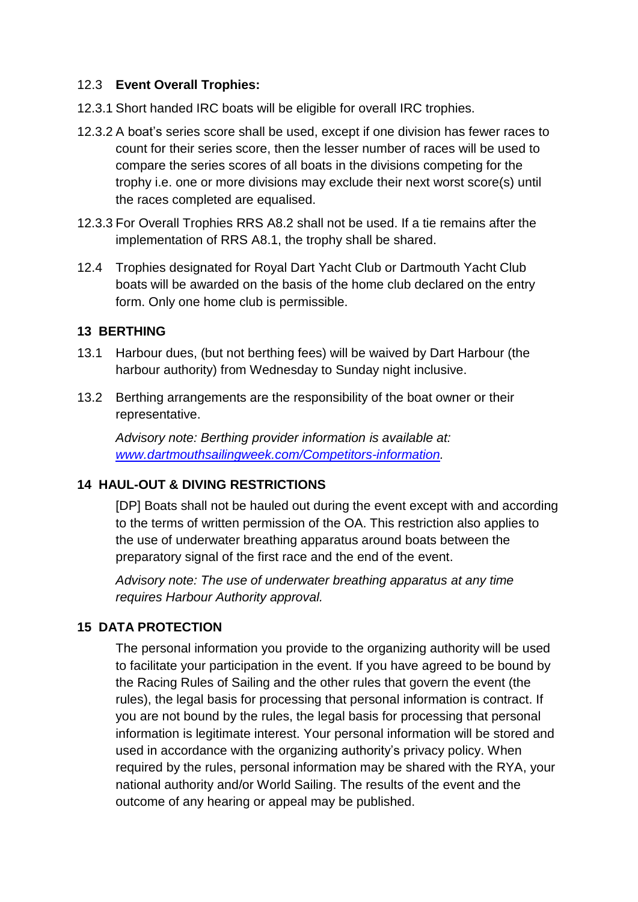12.3 **Event Overall Trophies:**

12.3.1 Short handed IRC boats will be eligible for overall IRC trophies.

12.3.2 A boat's series score shall be used, except if one division has fewer races to count for their series score, then the lesser number of races will be used to compare the series scores of all boats in the divisions competing for the trophy i.e. one or more divisions may exclude their next worst score(s) until the races completed are equalised.

12.3.3 For Overall Trophies RRS A8.2 shall not be used. If a tie remains after the implementation of RRS A8.1, the trophy shall be shared.

12.4 Trophies designated for Royal Dart Yacht Club or Dartmouth Yacht Club boats will be awarded on the basis of the home club declared on the entry form. Only one home club is permissible.

## 13 BERTHING

13.1 Harbour dues, (but not berthing fees) will be waived by Dart Harbour (the harbour authority) from Wednesday to Sunday night inclusive.

13.2 Berthing arrangements are the responsibility of the boat owner or their representative.

*Advisory note: Berthing provider information is available at: [www.dartmouthsailingweek.com/Competitors-information](www.dartmouthsailingweek.com/Competitors-information).*

## 14 HAUL-OUT & DIVING RESTRICTIONS

[DP] Boats shall not be hauled out during the event except with and according to the terms of written permission of the OA. This restriction also applies to the use of underwater breathing apparatus around boats between the preparatory signal of the first race and the end of the event.

*Advisory note: The use of underwater breathing apparatus at any time requires Harbour Authority approval.*

## 15 DATA PROTECTION

The personal information you provide to the organizing authority will be used to facilitate your participation in the event. If you have agreed to be bound by the Racing Rules of Sailing and the other rules that govern the event (the rules), the legal basis for processing that personal information is contract. If you are not bound by the rules, the legal basis for processing that personal information is legitimate interest. Your personal information will be stored and used in accordance with the organizing authority's privacy policy. When required by the rules, personal information may be shared with the RYA, your national authority and/or World Sailing. The results of the event and the outcome of any hearing or appeal may be published.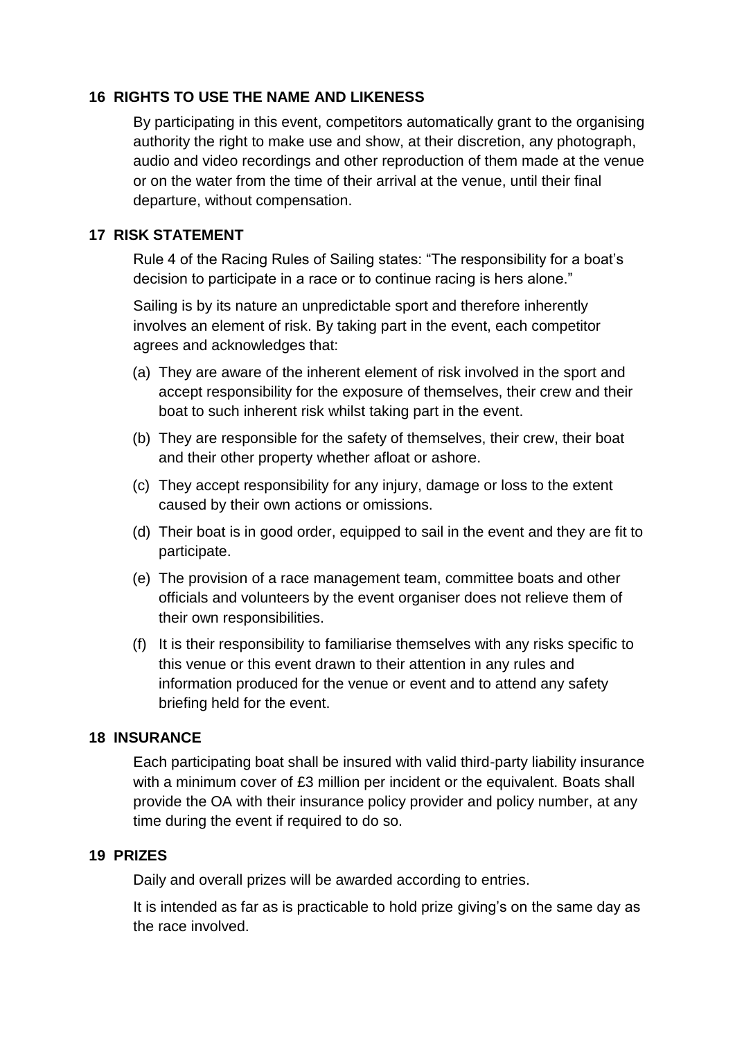## 16 RIGHTS TO USE THE NAME AND LIKENESS

By participating in this event, competitors automatically grant to the organising authority the right to make use and show, at their discretion, any photograph, audio and video recordings and other reproduction of them made at the venue or on the water from the time of their arrival at the venue, until their final departure, without compensation.

## 17 RISK STATEMENT

Rule 4 of the Racing Rules of Sailing states: “The responsibility for a boat’s decision to participate in a race or to continue racing is hers alone.”

Sailing is by its nature an unpredictable sport and therefore inherently involves an element of risk. By taking part in the event, each competitor agrees and acknowledges that:

(a) They are aware of the inherent element of risk involved in the sport and accept responsibility for the exposure of themselves, their crew and their boat to such inherent risk whilst taking part in the event.

(b) They are responsible for the safety of themselves, their crew, their boat and their other property whether afloat or ashore.

(c) They accept responsibility for any injury, damage or loss to the extent caused by their own actions or omissions.

(d) Their boat is in good order, equipped to sail in the event and they are fit to participate.

(e) The provision of a race management team, committee boats and other officials and volunteers by the event organiser does not relieve them of their own responsibilities.

(f) It is their responsibility to familiarise themselves with any risks specific to this venue or this event drawn to their attention in any rules and information produced for the venue or event and to attend any safety briefing held for the event.

## 18 INSURANCE

Each participating boat shall be insured with valid third-party liability insurance with a minimum cover of £3 million per incident or the equivalent. Boats shall provide the OA with their insurance policy provider and policy number, at any time during the event if required to do so.

## 19 PRIZES

Daily and overall prizes will be awarded according to entries.

It is intended as far as is practicable to hold prize giving’s on the same day as the race involved.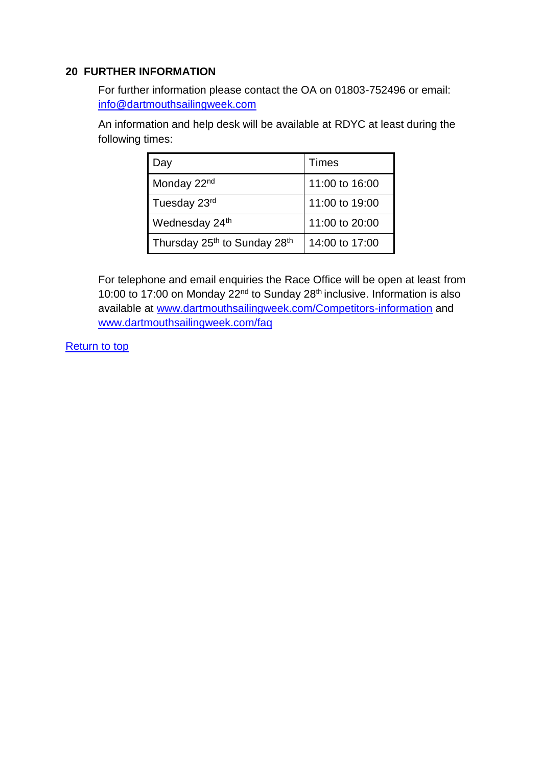## 20 FURTHER INFORMATION

For further information please contact the OA on 01803-752496 or email: info@dartmouthsailingweek.com

An information and help desk will be available at RDYC at least during the following times:

| Day | Times |
| --- | --- |
| Monday 22nd | 11:00 to 16:00 |
| Tuesday 23rd | 11:00 to 19:00 |
| Wednesday 24th | 11:00 to 20:00 |
| Thursday 25th to Sunday 28th | 14:00 to 17:00 |

For telephone and email enquiries the Race Office will be open at least from 10:00 to 17:00 on Monday 22nd to Sunday 28th inclusive. Information is also available at www.dartmouthsailingweek.com/Competitors-information and www.dartmouthsailingweek.com/faq

Return to top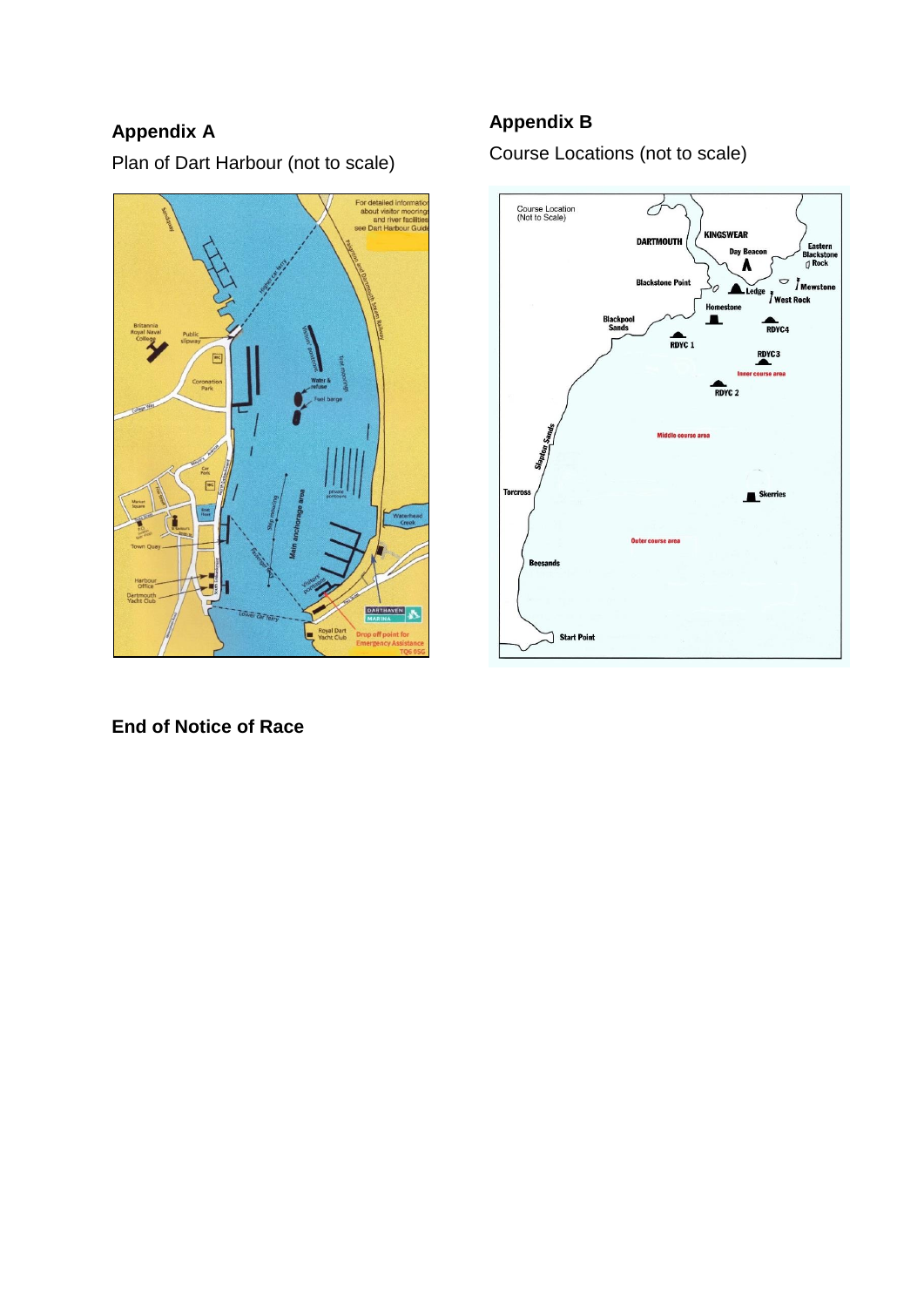## Appendix A

Plan of Dart Harbour (not to scale)

For detailed information about visitor moorings and river facilities see Dart Harbour Guide

Sandquay

Britannia Royal Naval College

Public slipway

Coronation Park

College Way

Higher car ferry

Visitor pontoons

Trot moorings

Water & refuse

Fuel barge

Paignton and Dartmouth Steam Railway

Car Park

Market Square

Town Quay

Harbour Office

Dartmouth Yacht Club

Stay mooring

Main anchorage area

private pontoons

Waterhead Creek

Visitors pontoons

Lower car ferry

Royal Dart Yacht Club

DARTHAVEN MARINA

Drop off point for Emergency Assistance TQ6 0SG

## Appendix B

Course Locations (not to scale)

Course Location (Not to Scale)

DARTMOUTH

KINGSWEAR

Day Beacon

Eastern Blackstone Rock

Blackstone Point

Ledge

Mewstone

West Rock

Homestone

Blackpool Sands

RDYC 1

RDYC4

RDYC3

Inner course area

RDYC 2

Middle course area

Slapton Sands

Torcross

Skerries

Outer course area

Beesands

Start Point

**End of Notice of Race**